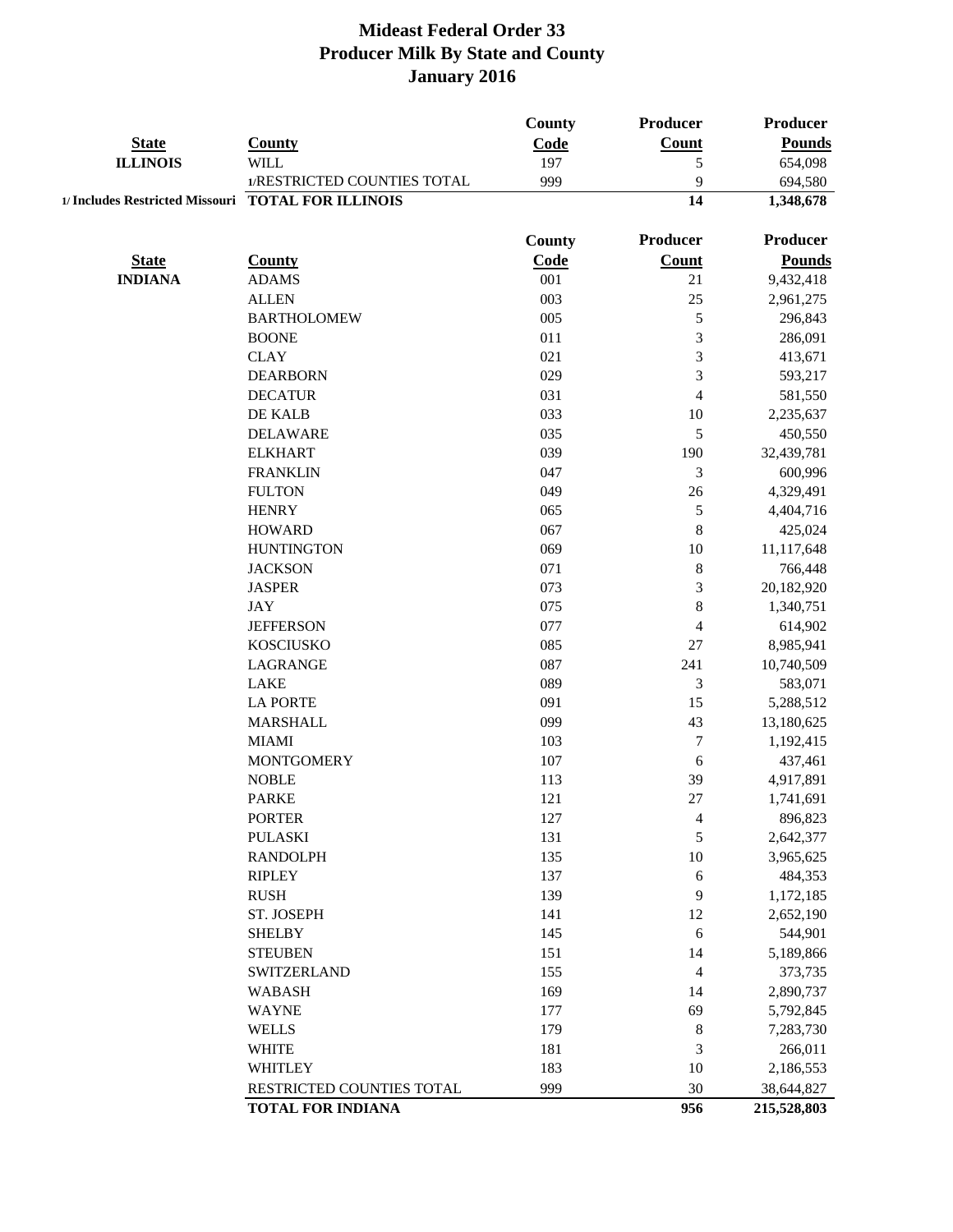# Mideast Federal Order 33
## Producer Milk By State and County
## January 2016

| State | County | County Code | Producer Count | Producer Pounds |
|---|---|---|---|---|
| ILLINOIS | WILL | 197 | 5 | 654,098 |
| | 1/RESTRICTED COUNTIES TOTAL | 999 | 9 | 694,580 |
| 1/ Includes Restricted Missouri | **TOTAL FOR ILLINOIS** | | **14** | **1,348,678** |

| State | County | County Code | Producer Count | Producer Pounds |
|---|---|---|---|---|
| INDIANA | ADAMS | 001 | 21 | 9,432,418 |
| | ALLEN | 003 | 25 | 2,961,275 |
| | BARTHOLOMEW | 005 | 5 | 296,843 |
| | BOONE | 011 | 3 | 286,091 |
| | CLAY | 021 | 3 | 413,671 |
| | DEARBORN | 029 | 3 | 593,217 |
| | DECATUR | 031 | 4 | 581,550 |
| | DE KALB | 033 | 10 | 2,235,637 |
| | DELAWARE | 035 | 5 | 450,550 |
| | ELKHART | 039 | 190 | 32,439,781 |
| | FRANKLIN | 047 | 3 | 600,996 |
| | FULTON | 049 | 26 | 4,329,491 |
| | HENRY | 065 | 5 | 4,404,716 |
| | HOWARD | 067 | 8 | 425,024 |
| | HUNTINGTON | 069 | 10 | 11,117,648 |
| | JACKSON | 071 | 8 | 766,448 |
| | JASPER | 073 | 3 | 20,182,920 |
| | JAY | 075 | 8 | 1,340,751 |
| | JEFFERSON | 077 | 4 | 614,902 |
| | KOSCIUSKO | 085 | 27 | 8,985,941 |
| | LAGRANGE | 087 | 241 | 10,740,509 |
| | LAKE | 089 | 3 | 583,071 |
| | LA PORTE | 091 | 15 | 5,288,512 |
| | MARSHALL | 099 | 43 | 13,180,625 |
| | MIAMI | 103 | 7 | 1,192,415 |
| | MONTGOMERY | 107 | 6 | 437,461 |
| | NOBLE | 113 | 39 | 4,917,891 |
| | PARKE | 121 | 27 | 1,741,691 |
| | PORTER | 127 | 4 | 896,823 |
| | PULASKI | 131 | 5 | 2,642,377 |
| | RANDOLPH | 135 | 10 | 3,965,625 |
| | RIPLEY | 137 | 6 | 484,353 |
| | RUSH | 139 | 9 | 1,172,185 |
| | ST. JOSEPH | 141 | 12 | 2,652,190 |
| | SHELBY | 145 | 6 | 544,901 |
| | STEUBEN | 151 | 14 | 5,189,866 |
| | SWITZERLAND | 155 | 4 | 373,735 |
| | WABASH | 169 | 14 | 2,890,737 |
| | WAYNE | 177 | 69 | 5,792,845 |
| | WELLS | 179 | 8 | 7,283,730 |
| | WHITE | 181 | 3 | 266,011 |
| | WHITLEY | 183 | 10 | 2,186,553 |
| | RESTRICTED COUNTIES TOTAL | 999 | 30 | 38,644,827 |
| | **TOTAL FOR INDIANA** | | **956** | **215,528,803** |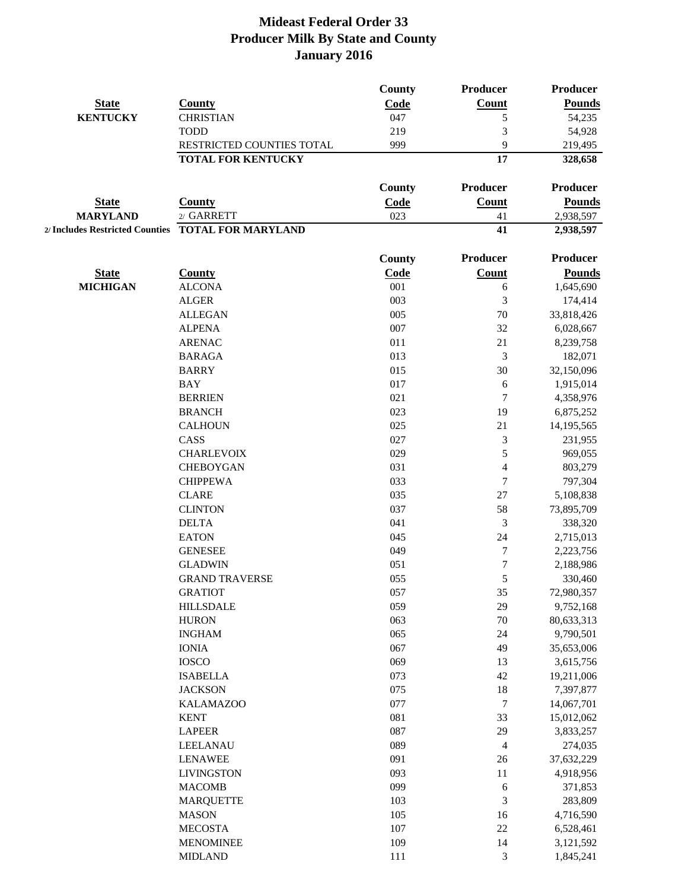# Mideast Federal Order 33
## Producer Milk By State and County
## January 2016

| State | County | County Code | Producer Count | Producer Pounds |
|---|---|---|---|---|
| KENTUCKY | CHRISTIAN | 047 | 5 | 54,235 |
| | TODD | 219 | 3 | 54,928 |
| | RESTRICTED COUNTIES TOTAL | 999 | 9 | 219,495 |
| | **TOTAL FOR KENTUCKY** | | **17** | **328,658** |

| State | County | County Code | Producer Count | Producer Pounds |
|---|---|---|---|---|
| MARYLAND | 2/ GARRETT | 023 | 41 | 2,938,597 |
| 2/ Includes Restricted Counties | **TOTAL FOR MARYLAND** | | **41** | **2,938,597** |

| State | County | County Code | Producer Count | Producer Pounds |
|---|---|---|---|---|
| MICHIGAN | ALCONA | 001 | 6 | 1,645,690 |
| | ALGER | 003 | 3 | 174,414 |
| | ALLEGAN | 005 | 70 | 33,818,426 |
| | ALPENA | 007 | 32 | 6,028,667 |
| | ARENAC | 011 | 21 | 8,239,758 |
| | BARAGA | 013 | 3 | 182,071 |
| | BARRY | 015 | 30 | 32,150,096 |
| | BAY | 017 | 6 | 1,915,014 |
| | BERRIEN | 021 | 7 | 4,358,976 |
| | BRANCH | 023 | 19 | 6,875,252 |
| | CALHOUN | 025 | 21 | 14,195,565 |
| | CASS | 027 | 3 | 231,955 |
| | CHARLEVOIX | 029 | 5 | 969,055 |
| | CHEBOYGAN | 031 | 4 | 803,279 |
| | CHIPPEWA | 033 | 7 | 797,304 |
| | CLARE | 035 | 27 | 5,108,838 |
| | CLINTON | 037 | 58 | 73,895,709 |
| | DELTA | 041 | 3 | 338,320 |
| | EATON | 045 | 24 | 2,715,013 |
| | GENESEE | 049 | 7 | 2,223,756 |
| | GLADWIN | 051 | 7 | 2,188,986 |
| | GRAND TRAVERSE | 055 | 5 | 330,460 |
| | GRATIOT | 057 | 35 | 72,980,357 |
| | HILLSDALE | 059 | 29 | 9,752,168 |
| | HURON | 063 | 70 | 80,633,313 |
| | INGHAM | 065 | 24 | 9,790,501 |
| | IONIA | 067 | 49 | 35,653,006 |
| | IOSCO | 069 | 13 | 3,615,756 |
| | ISABELLA | 073 | 42 | 19,211,006 |
| | JACKSON | 075 | 18 | 7,397,877 |
| | KALAMAZOO | 077 | 7 | 14,067,701 |
| | KENT | 081 | 33 | 15,012,062 |
| | LAPEER | 087 | 29 | 3,833,257 |
| | LEELANAU | 089 | 4 | 274,035 |
| | LENAWEE | 091 | 26 | 37,632,229 |
| | LIVINGSTON | 093 | 11 | 4,918,956 |
| | MACOMB | 099 | 6 | 371,853 |
| | MARQUETTE | 103 | 3 | 283,809 |
| | MASON | 105 | 16 | 4,716,590 |
| | MECOSTA | 107 | 22 | 6,528,461 |
| | MENOMINEE | 109 | 14 | 3,121,592 |
| | MIDLAND | 111 | 3 | 1,845,241 |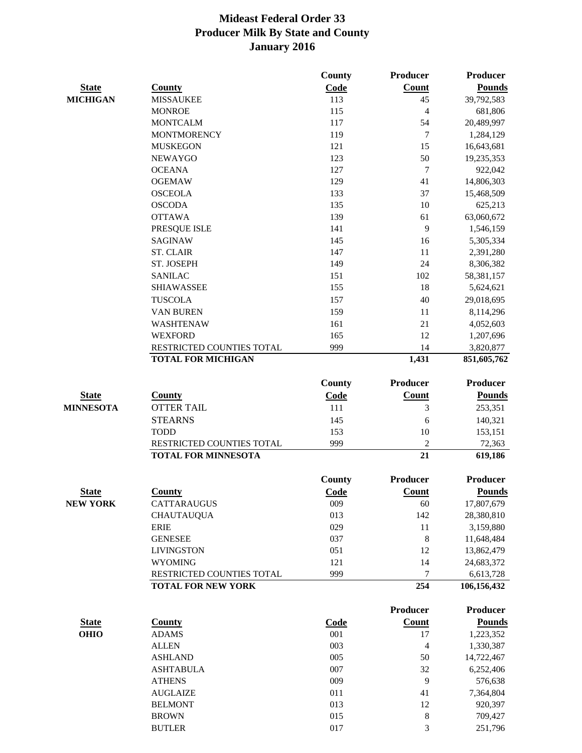# Mideast Federal Order 33
## Producer Milk By State and County
## January 2016

| State | County | County Code | Producer Count | Producer Pounds |
|---|---|---|---|---|
| MICHIGAN | MISSAUKEE | 113 | 45 | 39,792,583 |
| | MONROE | 115 | 4 | 681,806 |
| | MONTCALM | 117 | 54 | 20,489,997 |
| | MONTMORENCY | 119 | 7 | 1,284,129 |
| | MUSKEGON | 121 | 15 | 16,643,681 |
| | NEWAYGO | 123 | 50 | 19,235,353 |
| | OCEANA | 127 | 7 | 922,042 |
| | OGEMAW | 129 | 41 | 14,806,303 |
| | OSCEOLA | 133 | 37 | 15,468,509 |
| | OSCODA | 135 | 10 | 625,213 |
| | OTTAWA | 139 | 61 | 63,060,672 |
| | PRESQUE ISLE | 141 | 9 | 1,546,159 |
| | SAGINAW | 145 | 16 | 5,305,334 |
| | ST. CLAIR | 147 | 11 | 2,391,280 |
| | ST. JOSEPH | 149 | 24 | 8,306,382 |
| | SANILAC | 151 | 102 | 58,381,157 |
| | SHIAWASSEE | 155 | 18 | 5,624,621 |
| | TUSCOLA | 157 | 40 | 29,018,695 |
| | VAN BUREN | 159 | 11 | 8,114,296 |
| | WASHTENAW | 161 | 21 | 4,052,603 |
| | WEXFORD | 165 | 12 | 1,207,696 |
| | RESTRICTED COUNTIES TOTAL | 999 | 14 | 3,820,877 |
| | **TOTAL FOR MICHIGAN** | | **1,431** | **851,605,762** |

| State | County | County Code | Producer Count | Producer Pounds |
|---|---|---|---|---|
| MINNESOTA | OTTER TAIL | 111 | 3 | 253,351 |
| | STEARNS | 145 | 6 | 140,321 |
| | TODD | 153 | 10 | 153,151 |
| | RESTRICTED COUNTIES TOTAL | 999 | 2 | 72,363 |
| | **TOTAL FOR MINNESOTA** | | **21** | **619,186** |

| State | County | County Code | Producer Count | Producer Pounds |
|---|---|---|---|---|
| NEW YORK | CATTARAUGUS | 009 | 60 | 17,807,679 |
| | CHAUTAUQUA | 013 | 142 | 28,380,810 |
| | ERIE | 029 | 11 | 3,159,880 |
| | GENESEE | 037 | 8 | 11,648,484 |
| | LIVINGSTON | 051 | 12 | 13,862,479 |
| | WYOMING | 121 | 14 | 24,683,372 |
| | RESTRICTED COUNTIES TOTAL | 999 | 7 | 6,613,728 |
| | **TOTAL FOR NEW YORK** | | **254** | **106,156,432** |

| State | County | Code | Producer Count | Producer Pounds |
|---|---|---|---|---|
| OHIO | ADAMS | 001 | 17 | 1,223,352 |
| | ALLEN | 003 | 4 | 1,330,387 |
| | ASHLAND | 005 | 50 | 14,722,467 |
| | ASHTABULA | 007 | 32 | 6,252,406 |
| | ATHENS | 009 | 9 | 576,638 |
| | AUGLAIZE | 011 | 41 | 7,364,804 |
| | BELMONT | 013 | 12 | 920,397 |
| | BROWN | 015 | 8 | 709,427 |
| | BUTLER | 017 | 3 | 251,796 |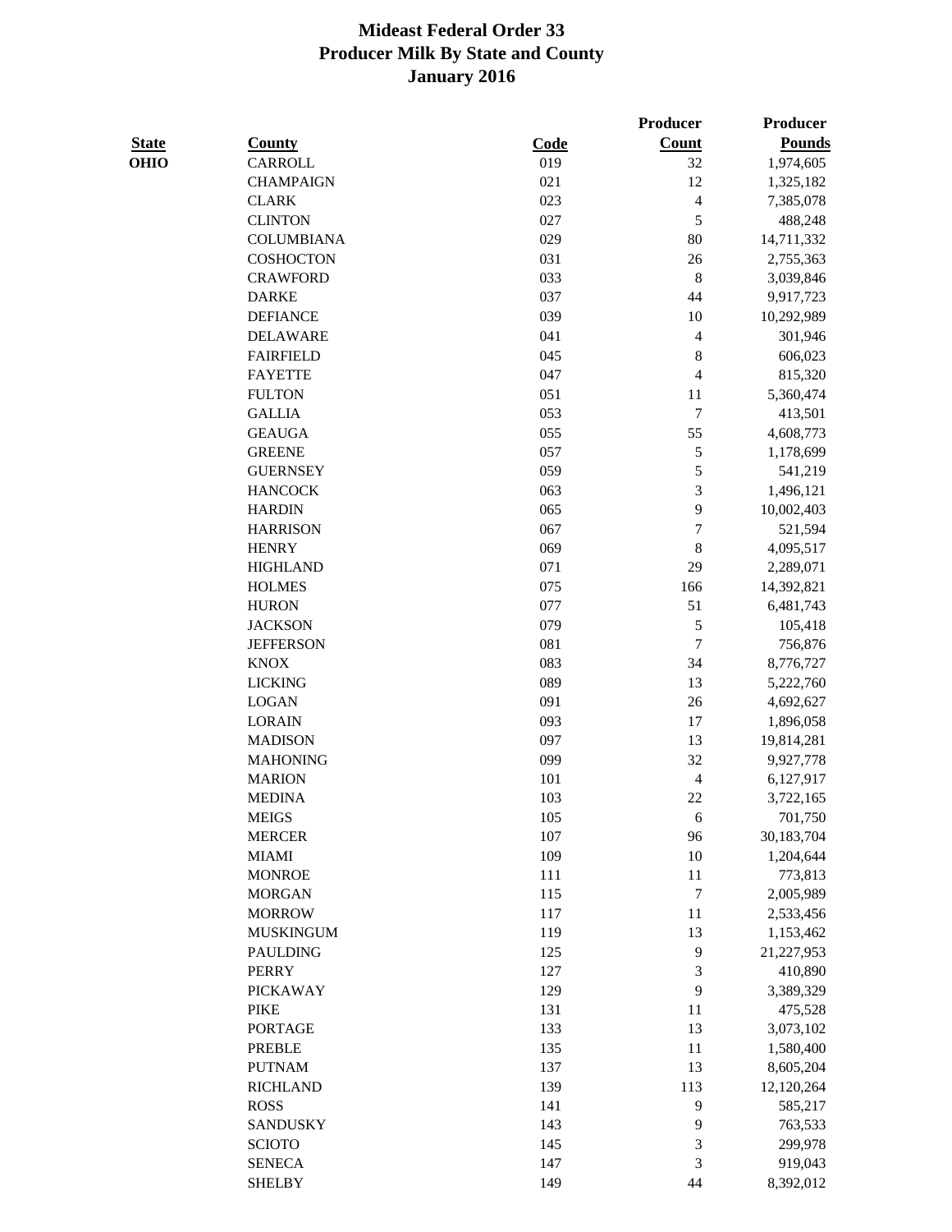# Mideast Federal Order 33
## Producer Milk By State and County
## January 2016

| State | County | Code | Producer Count | Producer Pounds |
|---|---|---|---|---|
| OHIO | CARROLL | 019 | 32 | 1,974,605 |
| | CHAMPAIGN | 021 | 12 | 1,325,182 |
| | CLARK | 023 | 4 | 7,385,078 |
| | CLINTON | 027 | 5 | 488,248 |
| | COLUMBIANA | 029 | 80 | 14,711,332 |
| | COSHOCTON | 031 | 26 | 2,755,363 |
| | CRAWFORD | 033 | 8 | 3,039,846 |
| | DARKE | 037 | 44 | 9,917,723 |
| | DEFIANCE | 039 | 10 | 10,292,989 |
| | DELAWARE | 041 | 4 | 301,946 |
| | FAIRFIELD | 045 | 8 | 606,023 |
| | FAYETTE | 047 | 4 | 815,320 |
| | FULTON | 051 | 11 | 5,360,474 |
| | GALLIA | 053 | 7 | 413,501 |
| | GEAUGA | 055 | 55 | 4,608,773 |
| | GREENE | 057 | 5 | 1,178,699 |
| | GUERNSEY | 059 | 5 | 541,219 |
| | HANCOCK | 063 | 3 | 1,496,121 |
| | HARDIN | 065 | 9 | 10,002,403 |
| | HARRISON | 067 | 7 | 521,594 |
| | HENRY | 069 | 8 | 4,095,517 |
| | HIGHLAND | 071 | 29 | 2,289,071 |
| | HOLMES | 075 | 166 | 14,392,821 |
| | HURON | 077 | 51 | 6,481,743 |
| | JACKSON | 079 | 5 | 105,418 |
| | JEFFERSON | 081 | 7 | 756,876 |
| | KNOX | 083 | 34 | 8,776,727 |
| | LICKING | 089 | 13 | 5,222,760 |
| | LOGAN | 091 | 26 | 4,692,627 |
| | LORAIN | 093 | 17 | 1,896,058 |
| | MADISON | 097 | 13 | 19,814,281 |
| | MAHONING | 099 | 32 | 9,927,778 |
| | MARION | 101 | 4 | 6,127,917 |
| | MEDINA | 103 | 22 | 3,722,165 |
| | MEIGS | 105 | 6 | 701,750 |
| | MERCER | 107 | 96 | 30,183,704 |
| | MIAMI | 109 | 10 | 1,204,644 |
| | MONROE | 111 | 11 | 773,813 |
| | MORGAN | 115 | 7 | 2,005,989 |
| | MORROW | 117 | 11 | 2,533,456 |
| | MUSKINGUM | 119 | 13 | 1,153,462 |
| | PAULDING | 125 | 9 | 21,227,953 |
| | PERRY | 127 | 3 | 410,890 |
| | PICKAWAY | 129 | 9 | 3,389,329 |
| | PIKE | 131 | 11 | 475,528 |
| | PORTAGE | 133 | 13 | 3,073,102 |
| | PREBLE | 135 | 11 | 1,580,400 |
| | PUTNAM | 137 | 13 | 8,605,204 |
| | RICHLAND | 139 | 113 | 12,120,264 |
| | ROSS | 141 | 9 | 585,217 |
| | SANDUSKY | 143 | 9 | 763,533 |
| | SCIOTO | 145 | 3 | 299,978 |
| | SENECA | 147 | 3 | 919,043 |
| | SHELBY | 149 | 44 | 8,392,012 |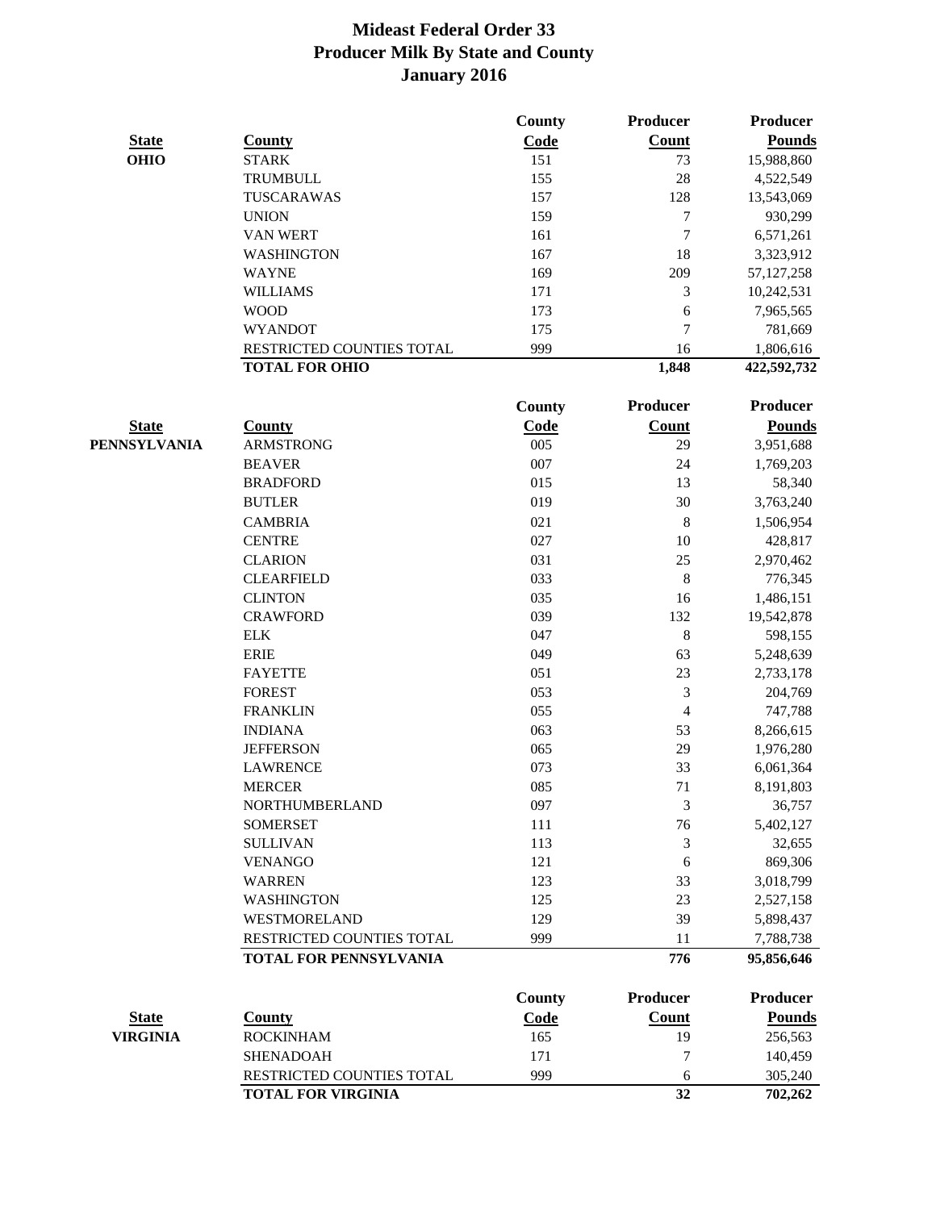# Mideast Federal Order 33
## Producer Milk By State and County
## January 2016

| State | County | County Code | Producer Count | Producer Pounds |
|---|---|---|---|---|
| OHIO | STARK | 151 | 73 | 15,988,860 |
| | TRUMBULL | 155 | 28 | 4,522,549 |
| | TUSCARAWAS | 157 | 128 | 13,543,069 |
| | UNION | 159 | 7 | 930,299 |
| | VAN WERT | 161 | 7 | 6,571,261 |
| | WASHINGTON | 167 | 18 | 3,323,912 |
| | WAYNE | 169 | 209 | 57,127,258 |
| | WILLIAMS | 171 | 3 | 10,242,531 |
| | WOOD | 173 | 6 | 7,965,565 |
| | WYANDOT | 175 | 7 | 781,669 |
| | RESTRICTED COUNTIES TOTAL | 999 | 16 | 1,806,616 |
| | **TOTAL FOR OHIO** | | **1,848** | **422,592,732** |

| State | County | County Code | Producer Count | Producer Pounds |
|---|---|---|---|---|
| PENNSYLVANIA | ARMSTRONG | 005 | 29 | 3,951,688 |
| | BEAVER | 007 | 24 | 1,769,203 |
| | BRADFORD | 015 | 13 | 58,340 |
| | BUTLER | 019 | 30 | 3,763,240 |
| | CAMBRIA | 021 | 8 | 1,506,954 |
| | CENTRE | 027 | 10 | 428,817 |
| | CLARION | 031 | 25 | 2,970,462 |
| | CLEARFIELD | 033 | 8 | 776,345 |
| | CLINTON | 035 | 16 | 1,486,151 |
| | CRAWFORD | 039 | 132 | 19,542,878 |
| | ELK | 047 | 8 | 598,155 |
| | ERIE | 049 | 63 | 5,248,639 |
| | FAYETTE | 051 | 23 | 2,733,178 |
| | FOREST | 053 | 3 | 204,769 |
| | FRANKLIN | 055 | 4 | 747,788 |
| | INDIANA | 063 | 53 | 8,266,615 |
| | JEFFERSON | 065 | 29 | 1,976,280 |
| | LAWRENCE | 073 | 33 | 6,061,364 |
| | MERCER | 085 | 71 | 8,191,803 |
| | NORTHUMBERLAND | 097 | 3 | 36,757 |
| | SOMERSET | 111 | 76 | 5,402,127 |
| | SULLIVAN | 113 | 3 | 32,655 |
| | VENANGO | 121 | 6 | 869,306 |
| | WARREN | 123 | 33 | 3,018,799 |
| | WASHINGTON | 125 | 23 | 2,527,158 |
| | WESTMORELAND | 129 | 39 | 5,898,437 |
| | RESTRICTED COUNTIES TOTAL | 999 | 11 | 7,788,738 |
| | **TOTAL FOR PENNSYLVANIA** | | **776** | **95,856,646** |

| State | County | County Code | Producer Count | Producer Pounds |
|---|---|---|---|---|
| VIRGINIA | ROCKINHAM | 165 | 19 | 256,563 |
| | SHENADOAH | 171 | 7 | 140,459 |
| | RESTRICTED COUNTIES TOTAL | 999 | 6 | 305,240 |
| | **TOTAL FOR VIRGINIA** | | **32** | **702,262** |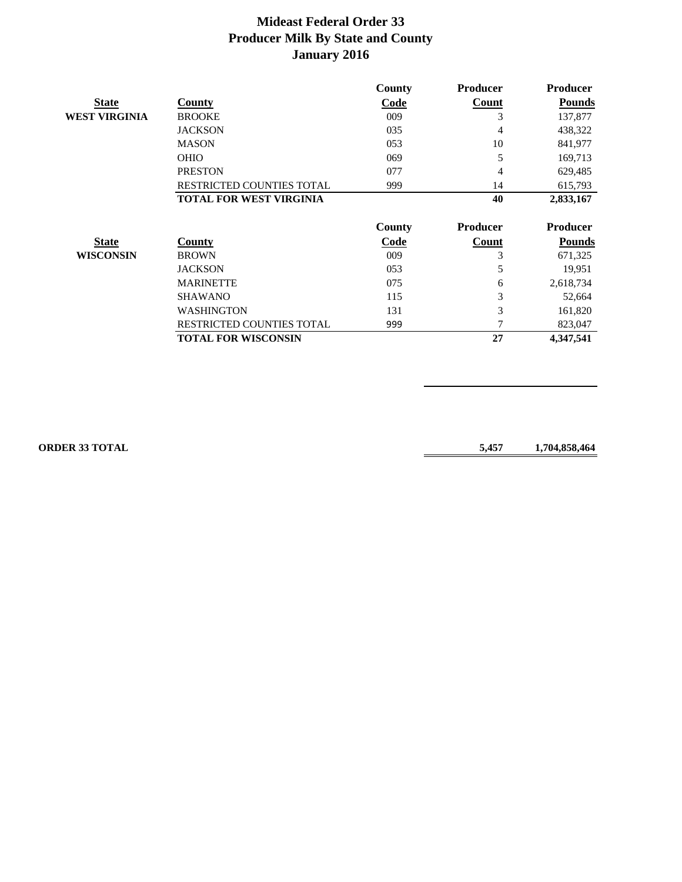# Mideast Federal Order 33
## Producer Milk By State and County
## January 2016

| State | County | County Code | Producer Count | Producer Pounds |
|---|---|---|---|---|
| WEST VIRGINIA | BROOKE | 009 | 3 | 137,877 |
| | JACKSON | 035 | 4 | 438,322 |
| | MASON | 053 | 10 | 841,977 |
| | OHIO | 069 | 5 | 169,713 |
| | PRESTON | 077 | 4 | 629,485 |
| | RESTRICTED COUNTIES TOTAL | 999 | 14 | 615,793 |
| | **TOTAL FOR WEST VIRGINIA** | | **40** | **2,833,167** |

| State | County | County Code | Producer Count | Producer Pounds |
|---|---|---|---|---|
| WISCONSIN | BROWN | 009 | 3 | 671,325 |
| | JACKSON | 053 | 5 | 19,951 |
| | MARINETTE | 075 | 6 | 2,618,734 |
| | SHAWANO | 115 | 3 | 52,664 |
| | WASHINGTON | 131 | 3 | 161,820 |
| | RESTRICTED COUNTIES TOTAL | 999 | 7 | 823,047 |
| | **TOTAL FOR WISCONSIN** | | **27** | **4,347,541** |

| | | | Producer Count | Producer Pounds |
|---|---|---|---|---|
| **ORDER 33 TOTAL** | | | **5,457** | **1,704,858,464** |